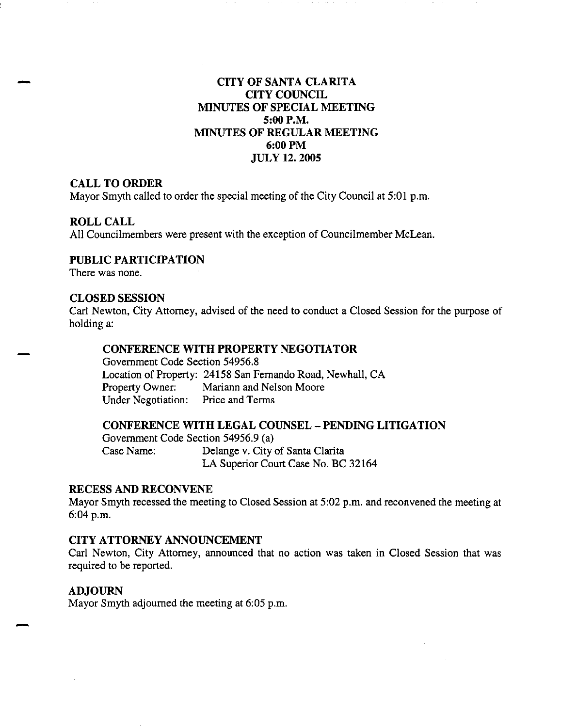# CITY OF SANTA CLARITA
# CITY COUNCIL
# MINUTES OF SPECIAL MEETING
# 5:00 P.M.
# MINUTES OF REGULAR MEETING
# 6:00 PM
# JULY 12. 2005

## CALL TO ORDER

Mayor Smyth called to order the special meeting of the City Council at 5:01 p.m.

## ROLL CALL

All Councilmembers were present with the exception of Councilmember McLean.

## PUBLIC PARTICIPATION

There was none.

## CLOSED SESSION

Carl Newton, City Attorney, advised of the need to conduct a Closed Session for the purpose of holding a:

### CONFERENCE WITH PROPERTY NEGOTIATOR

Government Code Section 54956.8
Location of Property: 24158 San Fernando Road, Newhall, CA
Property Owner: Mariann and Nelson Moore
Under Negotiation: Price and Terms

### CONFERENCE WITH LEGAL COUNSEL – PENDING LITIGATION

Government Code Section 54956.9 (a)
Case Name: Delange v. City of Santa Clarita
LA Superior Court Case No. BC 32164

## RECESS AND RECONVENE

Mayor Smyth recessed the meeting to Closed Session at 5:02 p.m. and reconvened the meeting at 6:04 p.m.

## CITY ATTORNEY ANNOUNCEMENT

Carl Newton, City Attorney, announced that no action was taken in Closed Session that was required to be reported.

## ADJOURN

Mayor Smyth adjourned the meeting at 6:05 p.m.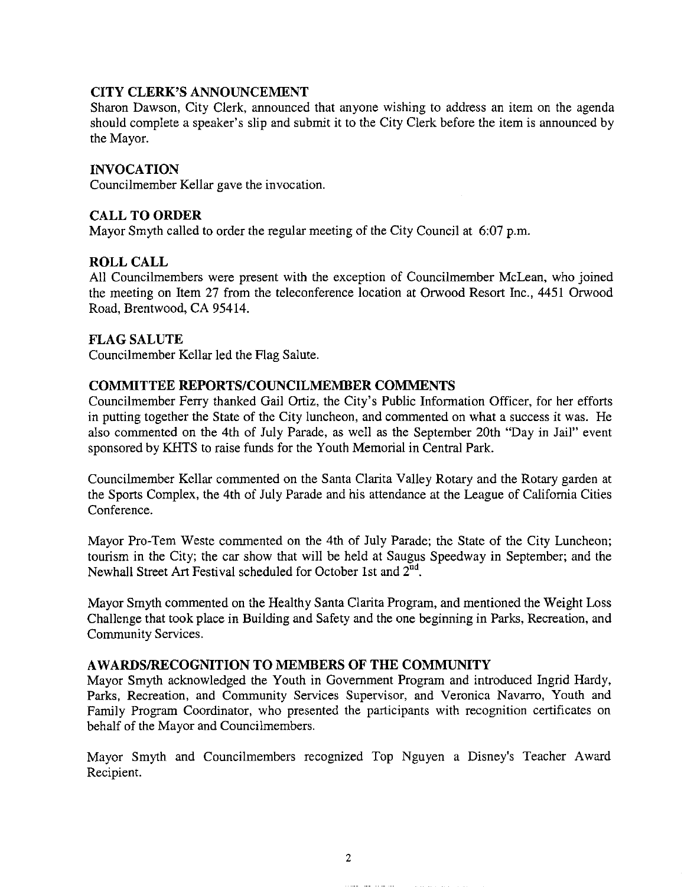## CITY CLERK'S ANNOUNCEMENT

Sharon Dawson, City Clerk, announced that anyone wishing to address an item on the agenda should complete a speaker's slip and submit it to the City Clerk before the item is announced by the Mayor.

## INVOCATION

Councilmember Kellar gave the invocation.

## CALL TO ORDER

Mayor Smyth called to order the regular meeting of the City Council at 6:07 p.m.

## ROLL CALL

All Councilmembers were present with the exception of Councilmember McLean, who joined the meeting on Item 27 from the teleconference location at Orwood Resort Inc., 4451 Orwood Road, Brentwood, CA 95414.

## FLAG SALUTE

Councilmember Kellar led the Flag Salute.

## COMMITTEE REPORTS/COUNCILMEMBER COMMENTS

Councilmember Ferry thanked Gail Ortiz, the City's Public Information Officer, for her efforts in putting together the State of the City luncheon, and commented on what a success it was. He also commented on the 4th of July Parade, as well as the September 20th "Day in Jail" event sponsored by KHTS to raise funds for the Youth Memorial in Central Park.

Councilmember Kellar commented on the Santa Clarita Valley Rotary and the Rotary garden at the Sports Complex, the 4th of July Parade and his attendance at the League of California Cities Conference.

Mayor Pro-Tem Weste commented on the 4th of July Parade; the State of the City Luncheon; tourism in the City; the car show that will be held at Saugus Speedway in September; and the Newhall Street Art Festival scheduled for October 1st and 2nd.

Mayor Smyth commented on the Healthy Santa Clarita Program, and mentioned the Weight Loss Challenge that took place in Building and Safety and the one beginning in Parks, Recreation, and Community Services.

## AWARDS/RECOGNITION TO MEMBERS OF THE COMMUNITY

Mayor Smyth acknowledged the Youth in Government Program and introduced Ingrid Hardy, Parks, Recreation, and Community Services Supervisor, and Veronica Navarro, Youth and Family Program Coordinator, who presented the participants with recognition certificates on behalf of the Mayor and Councilmembers.

Mayor Smyth and Councilmembers recognized Top Nguyen a Disney's Teacher Award Recipient.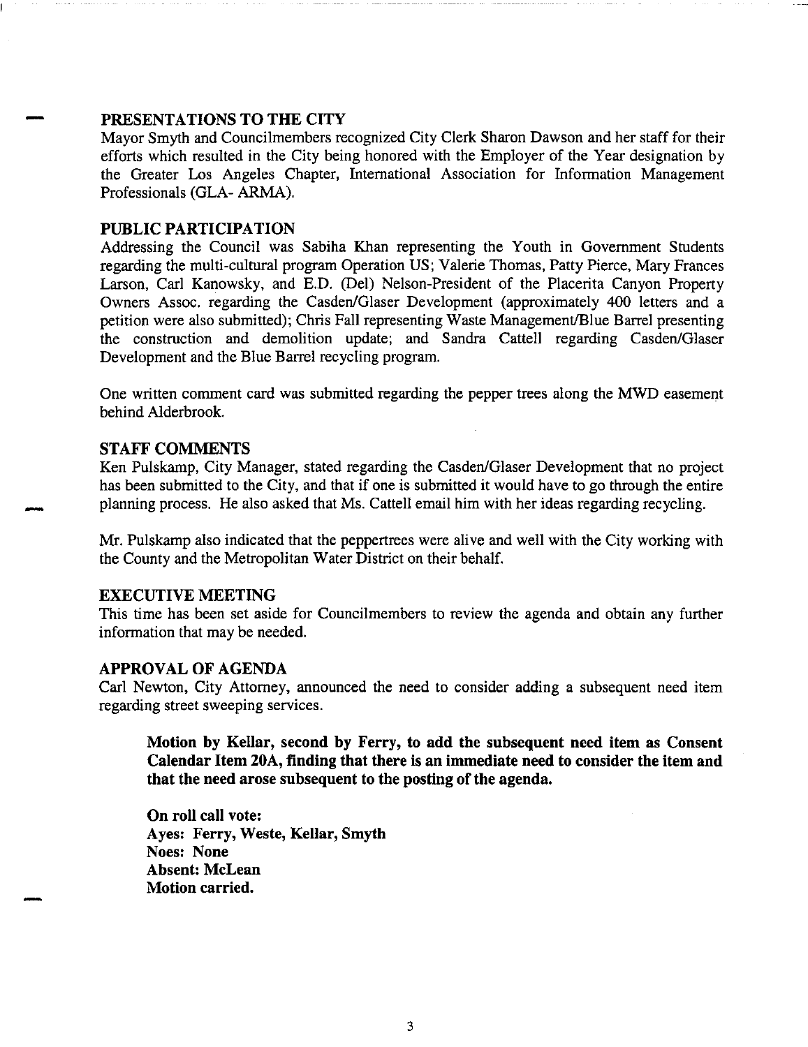## PRESENTATIONS TO THE CITY

Mayor Smyth and Councilmembers recognized City Clerk Sharon Dawson and her staff for their efforts which resulted in the City being honored with the Employer of the Year designation by the Greater Los Angeles Chapter, International Association for Information Management Professionals (GLA- ARMA).

## PUBLIC PARTICIPATION

Addressing the Council was Sabiha Khan representing the Youth in Government Students regarding the multi-cultural program Operation US; Valerie Thomas, Patty Pierce, Mary Frances Larson, Carl Kanowsky, and E.D. (Del) Nelson-President of the Placerita Canyon Property Owners Assoc. regarding the Casden/Glaser Development (approximately 400 letters and a petition were also submitted); Chris Fall representing Waste Management/Blue Barrel presenting the construction and demolition update; and Sandra Cattell regarding Casden/Glaser Development and the Blue Barrel recycling program.

One written comment card was submitted regarding the pepper trees along the MWD easement behind Alderbrook.

## STAFF COMMENTS

Ken Pulskamp, City Manager, stated regarding the Casden/Glaser Development that no project has been submitted to the City, and that if one is submitted it would have to go through the entire planning process. He also asked that Ms. Cattell email him with her ideas regarding recycling.

Mr. Pulskamp also indicated that the peppertrees were alive and well with the City working with the County and the Metropolitan Water District on their behalf.

## EXECUTIVE MEETING

This time has been set aside for Councilmembers to review the agenda and obtain any further information that may be needed.

## APPROVAL OF AGENDA

Carl Newton, City Attorney, announced the need to consider adding a subsequent need item regarding street sweeping services.

> **Motion by Kellar, second by Ferry, to add the subsequent need item as Consent Calendar Item 20A, finding that there is an immediate need to consider the item and that the need arose subsequent to the posting of the agenda.**
>
> **On roll call vote:**
> **Ayes: Ferry, Weste, Kellar, Smyth**
> **Noes: None**
> **Absent: McLean**
> **Motion carried.**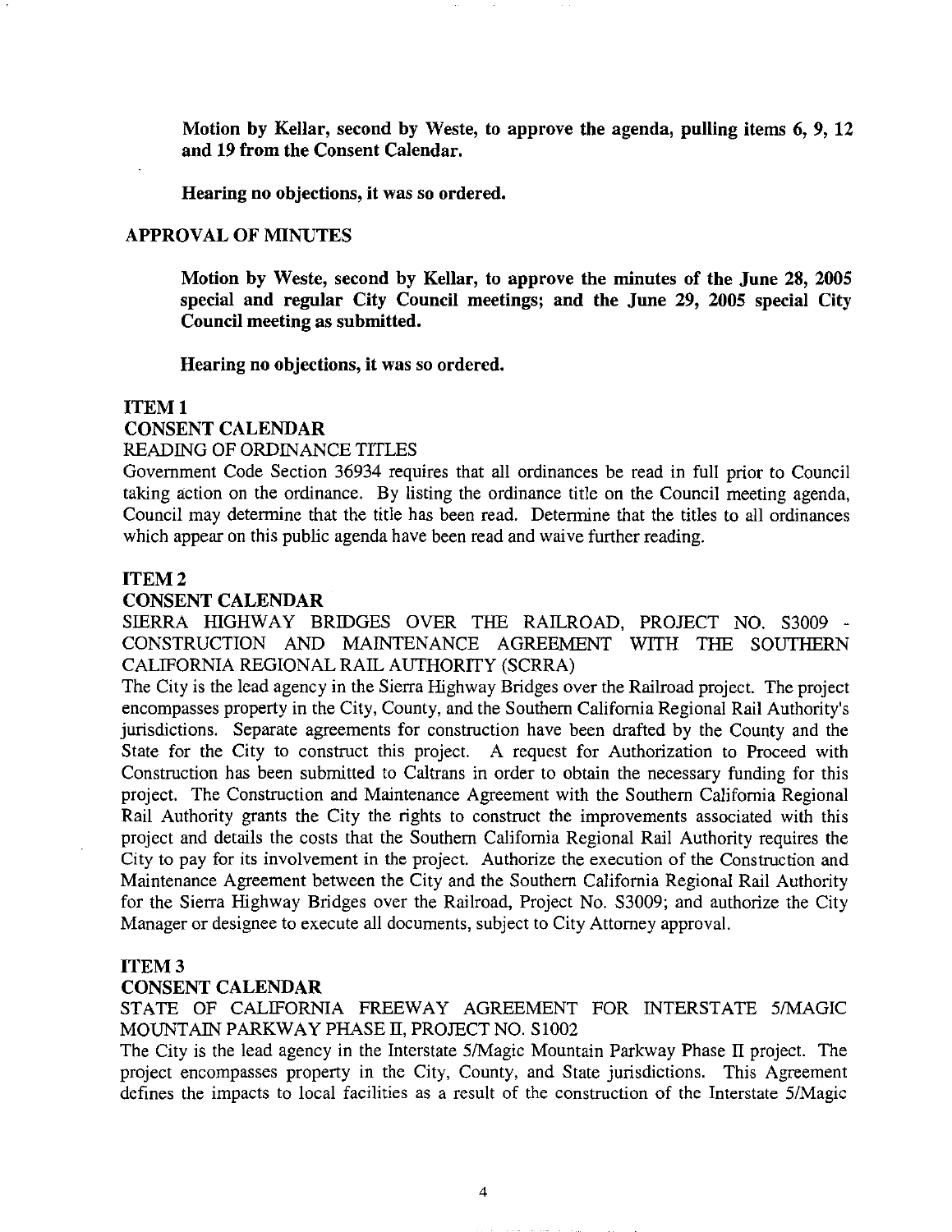**Motion by Kellar, second by Weste, to approve the agenda, pulling items 6, 9, 12 and 19 from the Consent Calendar.**

**Hearing no objections, it was so ordered.**

## APPROVAL OF MINUTES

**Motion by Weste, second by Kellar, to approve the minutes of the June 28, 2005 special and regular City Council meetings; and the June 29, 2005 special City Council meeting as submitted.**

**Hearing no objections, it was so ordered.**

### ITEM 1
### CONSENT CALENDAR

READING OF ORDINANCE TITLES

Government Code Section 36934 requires that all ordinances be read in full prior to Council taking action on the ordinance. By listing the ordinance title on the Council meeting agenda, Council may determine that the title has been read. Determine that the titles to all ordinances which appear on this public agenda have been read and waive further reading.

### ITEM 2
### CONSENT CALENDAR

SIERRA HIGHWAY BRIDGES OVER THE RAILROAD, PROJECT NO. S3009 - CONSTRUCTION AND MAINTENANCE AGREEMENT WITH THE SOUTHERN CALIFORNIA REGIONAL RAIL AUTHORITY (SCRRA)

The City is the lead agency in the Sierra Highway Bridges over the Railroad project. The project encompasses property in the City, County, and the Southern California Regional Rail Authority's jurisdictions. Separate agreements for construction have been drafted by the County and the State for the City to construct this project. A request for Authorization to Proceed with Construction has been submitted to Caltrans in order to obtain the necessary funding for this project. The Construction and Maintenance Agreement with the Southern California Regional Rail Authority grants the City the rights to construct the improvements associated with this project and details the costs that the Southern California Regional Rail Authority requires the City to pay for its involvement in the project. Authorize the execution of the Construction and Maintenance Agreement between the City and the Southern California Regional Rail Authority for the Sierra Highway Bridges over the Railroad, Project No. S3009; and authorize the City Manager or designee to execute all documents, subject to City Attorney approval.

### ITEM 3
### CONSENT CALENDAR

STATE OF CALIFORNIA FREEWAY AGREEMENT FOR INTERSTATE 5/MAGIC MOUNTAIN PARKWAY PHASE II, PROJECT NO. S1002

The City is the lead agency in the Interstate 5/Magic Mountain Parkway Phase II project. The project encompasses property in the City, County, and State jurisdictions. This Agreement defines the impacts to local facilities as a result of the construction of the Interstate 5/Magic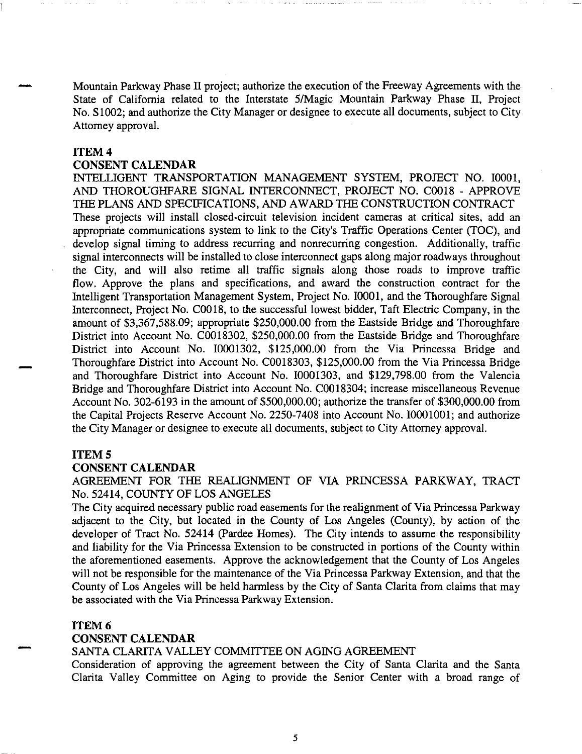Mountain Parkway Phase II project; authorize the execution of the Freeway Agreements with the State of California related to the Interstate 5/Magic Mountain Parkway Phase II, Project No. S1002; and authorize the City Manager or designee to execute all documents, subject to City Attorney approval.

**ITEM 4**

**CONSENT CALENDAR**

INTELLIGENT TRANSPORTATION MANAGEMENT SYSTEM, PROJECT NO. I0001, AND THOROUGHFARE SIGNAL INTERCONNECT, PROJECT NO. C0018 - APPROVE THE PLANS AND SPECIFICATIONS, AND AWARD THE CONSTRUCTION CONTRACT

These projects will install closed-circuit television incident cameras at critical sites, add an appropriate communications system to link to the City's Traffic Operations Center (TOC), and develop signal timing to address recurring and nonrecurring congestion. Additionally, traffic signal interconnects will be installed to close interconnect gaps along major roadways throughout the City, and will also retime all traffic signals along those roads to improve traffic flow. Approve the plans and specifications, and award the construction contract for the Intelligent Transportation Management System, Project No. I0001, and the Thoroughfare Signal Interconnect, Project No. C0018, to the successful lowest bidder, Taft Electric Company, in the amount of $3,367,588.09; appropriate $250,000.00 from the Eastside Bridge and Thoroughfare District into Account No. C0018302, $250,000.00 from the Eastside Bridge and Thoroughfare District into Account No. I0001302, $125,000.00 from the Via Princessa Bridge and Thoroughfare District into Account No. C0018303, $125,000.00 from the Via Princessa Bridge and Thoroughfare District into Account No. I0001303, and $129,798.00 from the Valencia Bridge and Thoroughfare District into Account No. C0018304; increase miscellaneous Revenue Account No. 302-6193 in the amount of $500,000.00; authorize the transfer of $300,000.00 from the Capital Projects Reserve Account No. 2250-7408 into Account No. I0001001; and authorize the City Manager or designee to execute all documents, subject to City Attorney approval.

**ITEM 5**

**CONSENT CALENDAR**

AGREEMENT FOR THE REALIGNMENT OF VIA PRINCESSA PARKWAY, TRACT No. 52414, COUNTY OF LOS ANGELES

The City acquired necessary public road easements for the realignment of Via Princessa Parkway adjacent to the City, but located in the County of Los Angeles (County), by action of the developer of Tract No. 52414 (Pardee Homes). The City intends to assume the responsibility and liability for the Via Princessa Extension to be constructed in portions of the County within the aforementioned easements. Approve the acknowledgement that the County of Los Angeles will not be responsible for the maintenance of the Via Princessa Parkway Extension, and that the County of Los Angeles will be held harmless by the City of Santa Clarita from claims that may be associated with the Via Princessa Parkway Extension.

**ITEM 6**

**CONSENT CALENDAR**

SANTA CLARITA VALLEY COMMITTEE ON AGING AGREEMENT

Consideration of approving the agreement between the City of Santa Clarita and the Santa Clarita Valley Committee on Aging to provide the Senior Center with a broad range of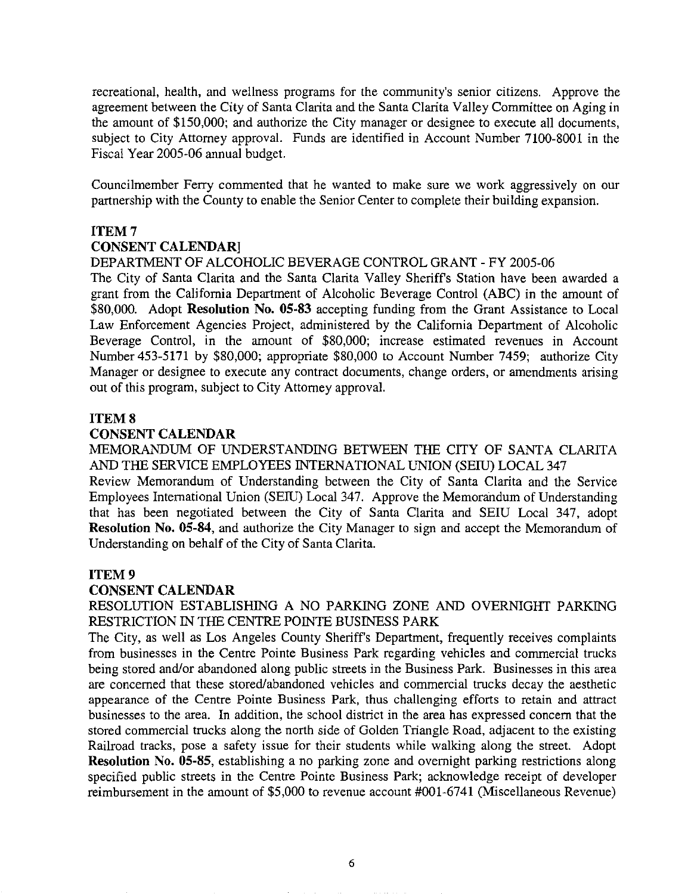recreational, health, and wellness programs for the community's senior citizens. Approve the agreement between the City of Santa Clarita and the Santa Clarita Valley Committee on Aging in the amount of $150,000; and authorize the City manager or designee to execute all documents, subject to City Attorney approval. Funds are identified in Account Number 7100-8001 in the Fiscal Year 2005-06 annual budget.

Councilmember Ferry commented that he wanted to make sure we work aggressively on our partnership with the County to enable the Senior Center to complete their building expansion.

**ITEM 7**
**CONSENT CALENDAR]**
DEPARTMENT OF ALCOHOLIC BEVERAGE CONTROL GRANT - FY 2005-06
The City of Santa Clarita and the Santa Clarita Valley Sheriff's Station have been awarded a grant from the California Department of Alcoholic Beverage Control (ABC) in the amount of $80,000. Adopt **Resolution No. 05-83** accepting funding from the Grant Assistance to Local Law Enforcement Agencies Project, administered by the California Department of Alcoholic Beverage Control, in the amount of $80,000; increase estimated revenues in Account Number 453-5171 by $80,000; appropriate $80,000 to Account Number 7459; authorize City Manager or designee to execute any contract documents, change orders, or amendments arising out of this program, subject to City Attorney approval.

**ITEM 8**
**CONSENT CALENDAR**
MEMORANDUM OF UNDERSTANDING BETWEEN THE CITY OF SANTA CLARITA AND THE SERVICE EMPLOYEES INTERNATIONAL UNION (SEIU) LOCAL 347
Review Memorandum of Understanding between the City of Santa Clarita and the Service Employees International Union (SEIU) Local 347. Approve the Memorandum of Understanding that has been negotiated between the City of Santa Clarita and SEIU Local 347, adopt **Resolution No. 05-84**, and authorize the City Manager to sign and accept the Memorandum of Understanding on behalf of the City of Santa Clarita.

**ITEM 9**
**CONSENT CALENDAR**
RESOLUTION ESTABLISHING A NO PARKING ZONE AND OVERNIGHT PARKING RESTRICTION IN THE CENTRE POINTE BUSINESS PARK
The City, as well as Los Angeles County Sheriff's Department, frequently receives complaints from businesses in the Centre Pointe Business Park regarding vehicles and commercial trucks being stored and/or abandoned along public streets in the Business Park. Businesses in this area are concerned that these stored/abandoned vehicles and commercial trucks decay the aesthetic appearance of the Centre Pointe Business Park, thus challenging efforts to retain and attract businesses to the area. In addition, the school district in the area has expressed concern that the stored commercial trucks along the north side of Golden Triangle Road, adjacent to the existing Railroad tracks, pose a safety issue for their students while walking along the street. Adopt **Resolution No. 05-85**, establishing a no parking zone and overnight parking restrictions along specified public streets in the Centre Pointe Business Park; acknowledge receipt of developer reimbursement in the amount of $5,000 to revenue account #001-6741 (Miscellaneous Revenue)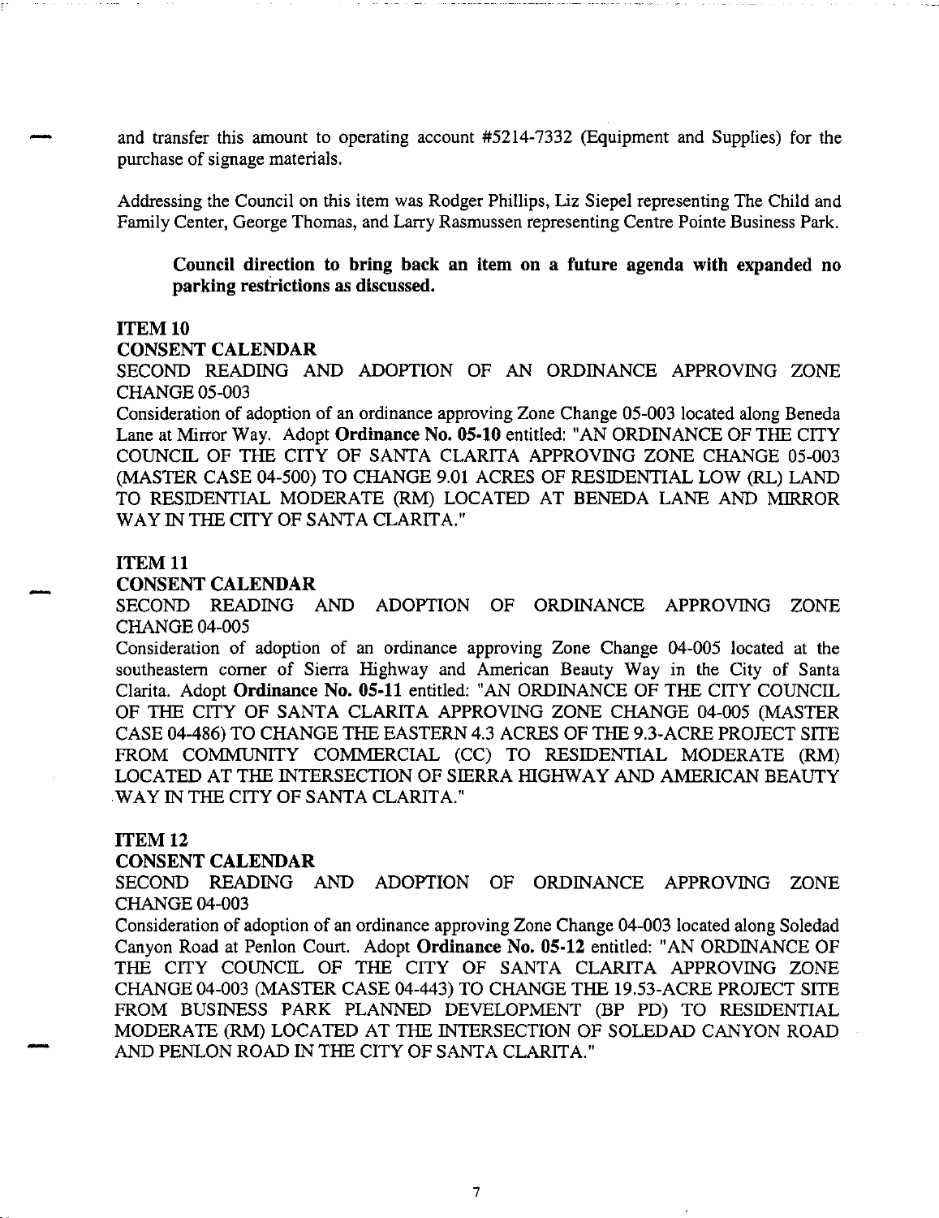and transfer this amount to operating account #5214-7332 (Equipment and Supplies) for the purchase of signage materials.

Addressing the Council on this item was Rodger Phillips, Liz Siepel representing The Child and Family Center, George Thomas, and Larry Rasmussen representing Centre Pointe Business Park.

> **Council direction to bring back an item on a future agenda with expanded no parking restrictions as discussed.**

**ITEM 10**
**CONSENT CALENDAR**
SECOND READING AND ADOPTION OF AN ORDINANCE APPROVING ZONE CHANGE 05-003
Consideration of adoption of an ordinance approving Zone Change 05-003 located along Beneda Lane at Mirror Way. Adopt **Ordinance No. 05-10** entitled: "AN ORDINANCE OF THE CITY COUNCIL OF THE CITY OF SANTA CLARITA APPROVING ZONE CHANGE 05-003 (MASTER CASE 04-500) TO CHANGE 9.01 ACRES OF RESIDENTIAL LOW (RL) LAND TO RESIDENTIAL MODERATE (RM) LOCATED AT BENEDA LANE AND MIRROR WAY IN THE CITY OF SANTA CLARITA."

**ITEM 11**
**CONSENT CALENDAR**
SECOND READING AND ADOPTION OF ORDINANCE APPROVING ZONE CHANGE 04-005
Consideration of adoption of an ordinance approving Zone Change 04-005 located at the southeastern corner of Sierra Highway and American Beauty Way in the City of Santa Clarita. Adopt **Ordinance No. 05-11** entitled: "AN ORDINANCE OF THE CITY COUNCIL OF THE CITY OF SANTA CLARITA APPROVING ZONE CHANGE 04-005 (MASTER CASE 04-486) TO CHANGE THE EASTERN 4.3 ACRES OF THE 9.3-ACRE PROJECT SITE FROM COMMUNITY COMMERCIAL (CC) TO RESIDENTIAL MODERATE (RM) LOCATED AT THE INTERSECTION OF SIERRA HIGHWAY AND AMERICAN BEAUTY WAY IN THE CITY OF SANTA CLARITA."

**ITEM 12**
**CONSENT CALENDAR**
SECOND READING AND ADOPTION OF ORDINANCE APPROVING ZONE CHANGE 04-003
Consideration of adoption of an ordinance approving Zone Change 04-003 located along Soledad Canyon Road at Penlon Court. Adopt **Ordinance No. 05-12** entitled: "AN ORDINANCE OF THE CITY COUNCIL OF THE CITY OF SANTA CLARITA APPROVING ZONE CHANGE 04-003 (MASTER CASE 04-443) TO CHANGE THE 19.53-ACRE PROJECT SITE FROM BUSINESS PARK PLANNED DEVELOPMENT (BP PD) TO RESIDENTIAL MODERATE (RM) LOCATED AT THE INTERSECTION OF SOLEDAD CANYON ROAD AND PENLON ROAD IN THE CITY OF SANTA CLARITA."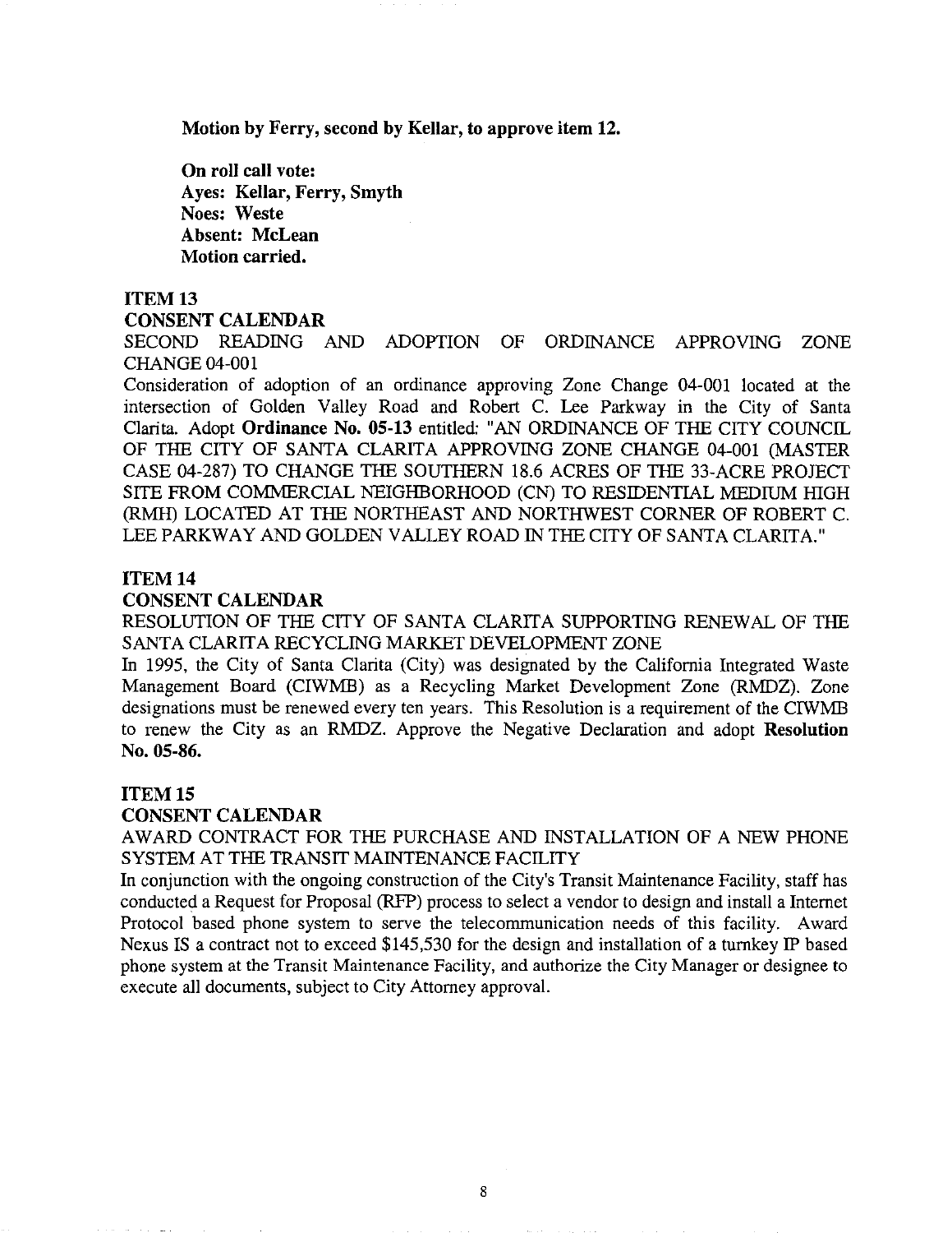**Motion by Ferry, second by Kellar, to approve item 12.**

**On roll call vote:**
**Ayes: Kellar, Ferry, Smyth**
**Noes: Weste**
**Absent: McLean**
**Motion carried.**

**ITEM 13**
**CONSENT CALENDAR**
SECOND READING AND ADOPTION OF ORDINANCE APPROVING ZONE CHANGE 04-001
Consideration of adoption of an ordinance approving Zone Change 04-001 located at the intersection of Golden Valley Road and Robert C. Lee Parkway in the City of Santa Clarita. Adopt **Ordinance No. 05-13** entitled: "AN ORDINANCE OF THE CITY COUNCIL OF THE CITY OF SANTA CLARITA APPROVING ZONE CHANGE 04-001 (MASTER CASE 04-287) TO CHANGE THE SOUTHERN 18.6 ACRES OF THE 33-ACRE PROJECT SITE FROM COMMERCIAL NEIGHBORHOOD (CN) TO RESIDENTIAL MEDIUM HIGH (RMH) LOCATED AT THE NORTHEAST AND NORTHWEST CORNER OF ROBERT C. LEE PARKWAY AND GOLDEN VALLEY ROAD IN THE CITY OF SANTA CLARITA."

**ITEM 14**
**CONSENT CALENDAR**
RESOLUTION OF THE CITY OF SANTA CLARITA SUPPORTING RENEWAL OF THE SANTA CLARITA RECYCLING MARKET DEVELOPMENT ZONE
In 1995, the City of Santa Clarita (City) was designated by the California Integrated Waste Management Board (CIWMB) as a Recycling Market Development Zone (RMDZ). Zone designations must be renewed every ten years. This Resolution is a requirement of the CIWMB to renew the City as an RMDZ. Approve the Negative Declaration and adopt **Resolution No. 05-86.**

**ITEM 15**
**CONSENT CALENDAR**
AWARD CONTRACT FOR THE PURCHASE AND INSTALLATION OF A NEW PHONE SYSTEM AT THE TRANSIT MAINTENANCE FACILITY
In conjunction with the ongoing construction of the City's Transit Maintenance Facility, staff has conducted a Request for Proposal (RFP) process to select a vendor to design and install a Internet Protocol based phone system to serve the telecommunication needs of this facility. Award Nexus IS a contract not to exceed $145,530 for the design and installation of a turnkey IP based phone system at the Transit Maintenance Facility, and authorize the City Manager or designee to execute all documents, subject to City Attorney approval.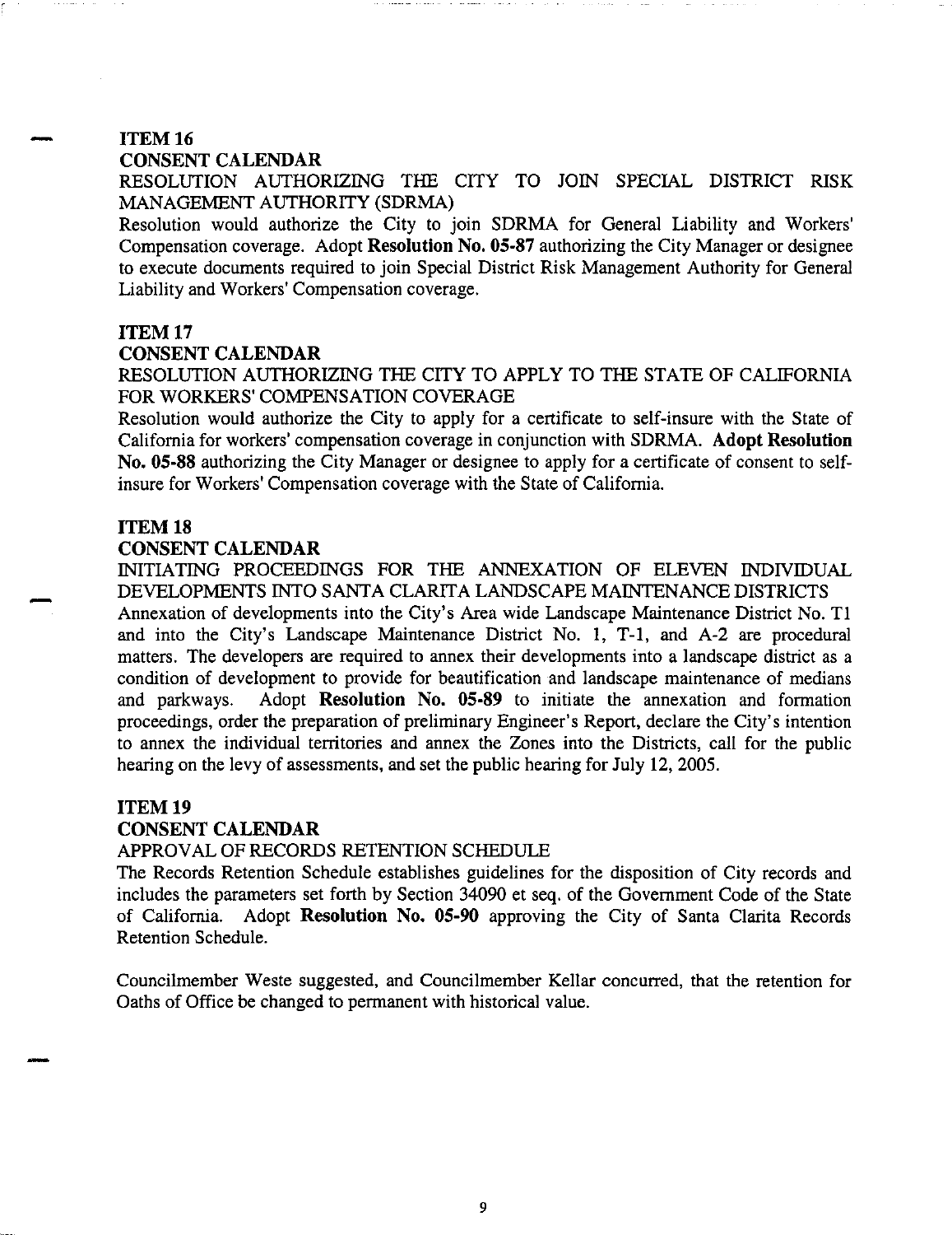## ITEM 16

### CONSENT CALENDAR

RESOLUTION AUTHORIZING THE CITY TO JOIN SPECIAL DISTRICT RISK MANAGEMENT AUTHORITY (SDRMA)

Resolution would authorize the City to join SDRMA for General Liability and Workers' Compensation coverage. Adopt **Resolution No. 05-87** authorizing the City Manager or designee to execute documents required to join Special District Risk Management Authority for General Liability and Workers' Compensation coverage.

## ITEM 17

### CONSENT CALENDAR

RESOLUTION AUTHORIZING THE CITY TO APPLY TO THE STATE OF CALIFORNIA FOR WORKERS' COMPENSATION COVERAGE

Resolution would authorize the City to apply for a certificate to self-insure with the State of California for workers' compensation coverage in conjunction with SDRMA. **Adopt Resolution No. 05-88** authorizing the City Manager or designee to apply for a certificate of consent to self-insure for Workers' Compensation coverage with the State of California.

## ITEM 18

### CONSENT CALENDAR

INITIATING PROCEEDINGS FOR THE ANNEXATION OF ELEVEN INDIVIDUAL DEVELOPMENTS INTO SANTA CLARITA LANDSCAPE MAINTENANCE DISTRICTS

Annexation of developments into the City's Area wide Landscape Maintenance District No. T1 and into the City's Landscape Maintenance District No. 1, T-1, and A-2 are procedural matters. The developers are required to annex their developments into a landscape district as a condition of development to provide for beautification and landscape maintenance of medians and parkways. Adopt **Resolution No. 05-89** to initiate the annexation and formation proceedings, order the preparation of preliminary Engineer's Report, declare the City's intention to annex the individual territories and annex the Zones into the Districts, call for the public hearing on the levy of assessments, and set the public hearing for July 12, 2005.

## ITEM 19

### CONSENT CALENDAR

APPROVAL OF RECORDS RETENTION SCHEDULE

The Records Retention Schedule establishes guidelines for the disposition of City records and includes the parameters set forth by Section 34090 et seq. of the Government Code of the State of California. Adopt **Resolution No. 05-90** approving the City of Santa Clarita Records Retention Schedule.

Councilmember Weste suggested, and Councilmember Kellar concurred, that the retention for Oaths of Office be changed to permanent with historical value.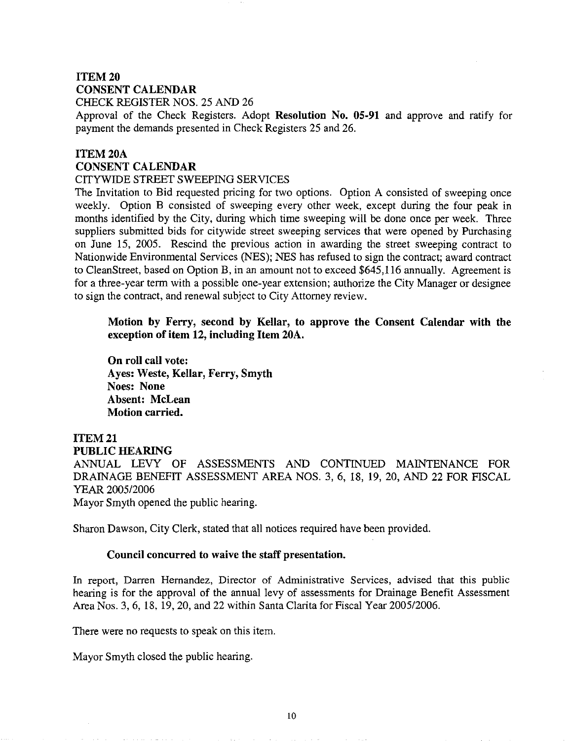**ITEM 20**
**CONSENT CALENDAR**
CHECK REGISTER NOS. 25 AND 26
Approval of the Check Registers. Adopt **Resolution No. 05-91** and approve and ratify for payment the demands presented in Check Registers 25 and 26.

**ITEM 20A**
**CONSENT CALENDAR**
CITYWIDE STREET SWEEPING SERVICES
The Invitation to Bid requested pricing for two options. Option A consisted of sweeping once weekly. Option B consisted of sweeping every other week, except during the four peak in months identified by the City, during which time sweeping will be done once per week. Three suppliers submitted bids for citywide street sweeping services that were opened by Purchasing on June 15, 2005. Rescind the previous action in awarding the street sweeping contract to Nationwide Environmental Services (NES); NES has refused to sign the contract; award contract to CleanStreet, based on Option B, in an amount not to exceed $645,116 annually. Agreement is for a three-year term with a possible one-year extension; authorize the City Manager or designee to sign the contract, and renewal subject to City Attorney review.

> **Motion by Ferry, second by Kellar, to approve the Consent Calendar with the exception of item 12, including Item 20A.**
>
> **On roll call vote:**
> **Ayes: Weste, Kellar, Ferry, Smyth**
> **Noes: None**
> **Absent: McLean**
> **Motion carried.**

**ITEM 21**
**PUBLIC HEARING**
ANNUAL LEVY OF ASSESSMENTS AND CONTINUED MAINTENANCE FOR DRAINAGE BENEFIT ASSESSMENT AREA NOS. 3, 6, 18, 19, 20, AND 22 FOR FISCAL YEAR 2005/2006
Mayor Smyth opened the public hearing.

Sharon Dawson, City Clerk, stated that all notices required have been provided.

> **Council concurred to waive the staff presentation.**

In report, Darren Hernandez, Director of Administrative Services, advised that this public hearing is for the approval of the annual levy of assessments for Drainage Benefit Assessment Area Nos. 3, 6, 18, 19, 20, and 22 within Santa Clarita for Fiscal Year 2005/2006.

There were no requests to speak on this item.

Mayor Smyth closed the public hearing.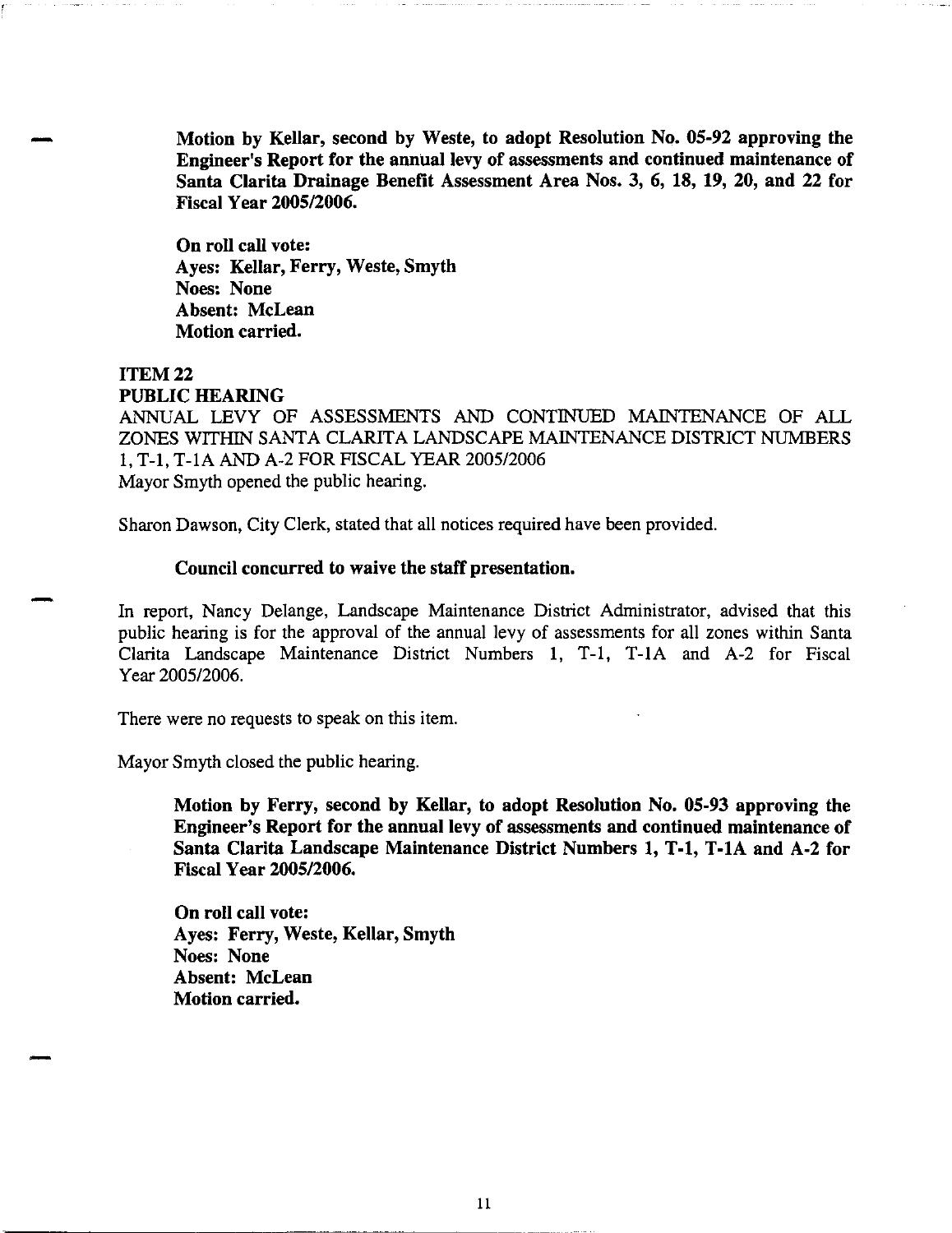**Motion by Kellar, second by Weste, to adopt Resolution No. 05-92 approving the Engineer's Report for the annual levy of assessments and continued maintenance of Santa Clarita Drainage Benefit Assessment Area Nos. 3, 6, 18, 19, 20, and 22 for Fiscal Year 2005/2006.**

**On roll call vote:**
**Ayes: Kellar, Ferry, Weste, Smyth**
**Noes: None**
**Absent: McLean**
**Motion carried.**

**ITEM 22**
**PUBLIC HEARING**
ANNUAL LEVY OF ASSESSMENTS AND CONTINUED MAINTENANCE OF ALL ZONES WITHIN SANTA CLARITA LANDSCAPE MAINTENANCE DISTRICT NUMBERS 1, T-1, T-1A AND A-2 FOR FISCAL YEAR 2005/2006
Mayor Smyth opened the public hearing.

Sharon Dawson, City Clerk, stated that all notices required have been provided.

**Council concurred to waive the staff presentation.**

In report, Nancy Delange, Landscape Maintenance District Administrator, advised that this public hearing is for the approval of the annual levy of assessments for all zones within Santa Clarita Landscape Maintenance District Numbers 1, T-1, T-1A and A-2 for Fiscal Year 2005/2006.

There were no requests to speak on this item.

Mayor Smyth closed the public hearing.

**Motion by Ferry, second by Kellar, to adopt Resolution No. 05-93 approving the Engineer's Report for the annual levy of assessments and continued maintenance of Santa Clarita Landscape Maintenance District Numbers 1, T-1, T-1A and A-2 for Fiscal Year 2005/2006.**

**On roll call vote:**
**Ayes: Ferry, Weste, Kellar, Smyth**
**Noes: None**
**Absent: McLean**
**Motion carried.**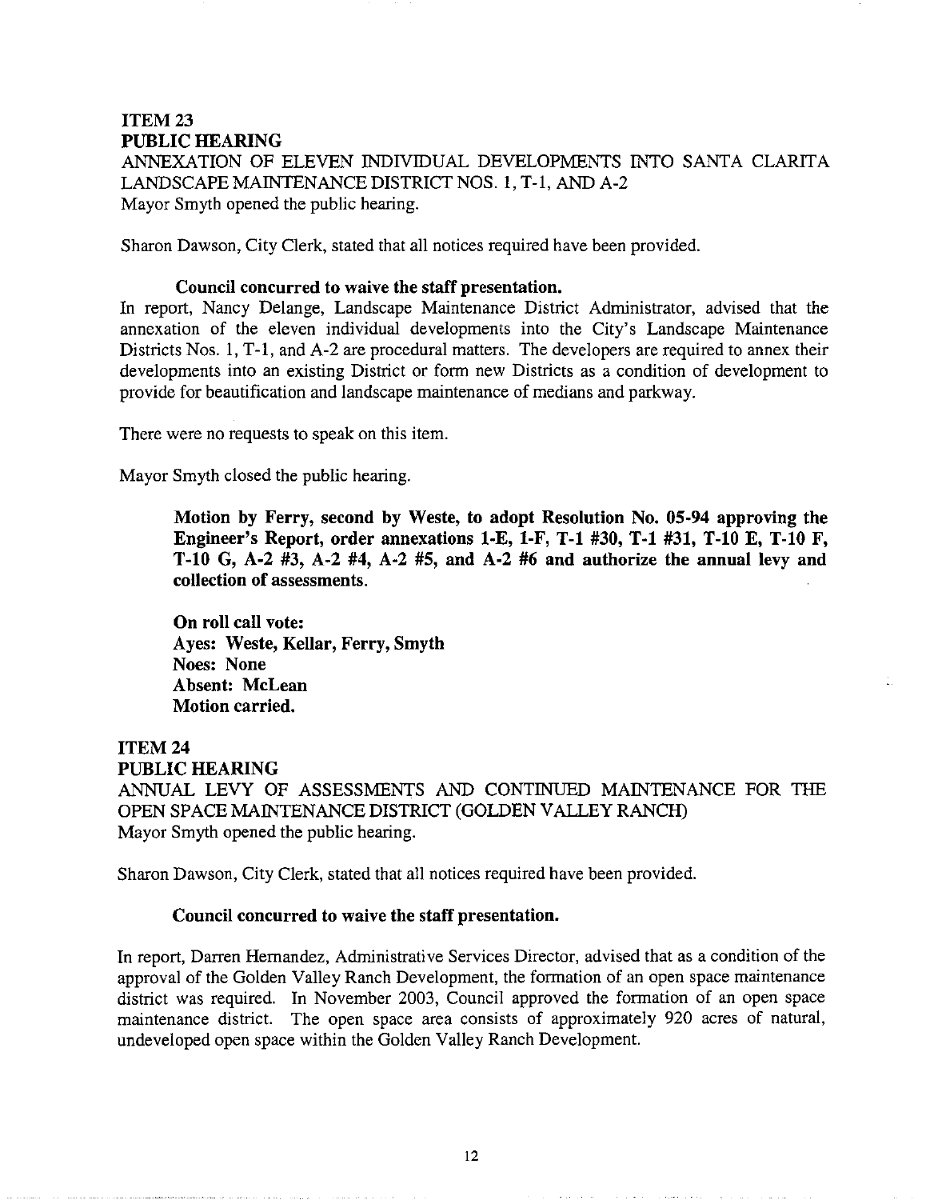**ITEM 23**
**PUBLIC HEARING**
ANNEXATION OF ELEVEN INDIVIDUAL DEVELOPMENTS INTO SANTA CLARITA LANDSCAPE MAINTENANCE DISTRICT NOS. 1, T-1, AND A-2
Mayor Smyth opened the public hearing.

Sharon Dawson, City Clerk, stated that all notices required have been provided.

**Council concurred to waive the staff presentation.**
In report, Nancy Delange, Landscape Maintenance District Administrator, advised that the annexation of the eleven individual developments into the City's Landscape Maintenance Districts Nos. 1, T-1, and A-2 are procedural matters. The developers are required to annex their developments into an existing District or form new Districts as a condition of development to provide for beautification and landscape maintenance of medians and parkway.

There were no requests to speak on this item.

Mayor Smyth closed the public hearing.

**Motion by Ferry, second by Weste, to adopt Resolution No. 05-94 approving the Engineer's Report, order annexations 1-E, 1-F, T-1 #30, T-1 #31, T-10 E, T-10 F, T-10 G, A-2 #3, A-2 #4, A-2 #5, and A-2 #6 and authorize the annual levy and collection of assessments.**

**On roll call vote:**
**Ayes: Weste, Kellar, Ferry, Smyth**
**Noes: None**
**Absent: McLean**
**Motion carried.**

**ITEM 24**
**PUBLIC HEARING**
ANNUAL LEVY OF ASSESSMENTS AND CONTINUED MAINTENANCE FOR THE OPEN SPACE MAINTENANCE DISTRICT (GOLDEN VALLEY RANCH)
Mayor Smyth opened the public hearing.

Sharon Dawson, City Clerk, stated that all notices required have been provided.

**Council concurred to waive the staff presentation.**

In report, Darren Hernandez, Administrative Services Director, advised that as a condition of the approval of the Golden Valley Ranch Development, the formation of an open space maintenance district was required. In November 2003, Council approved the formation of an open space maintenance district. The open space area consists of approximately 920 acres of natural, undeveloped open space within the Golden Valley Ranch Development.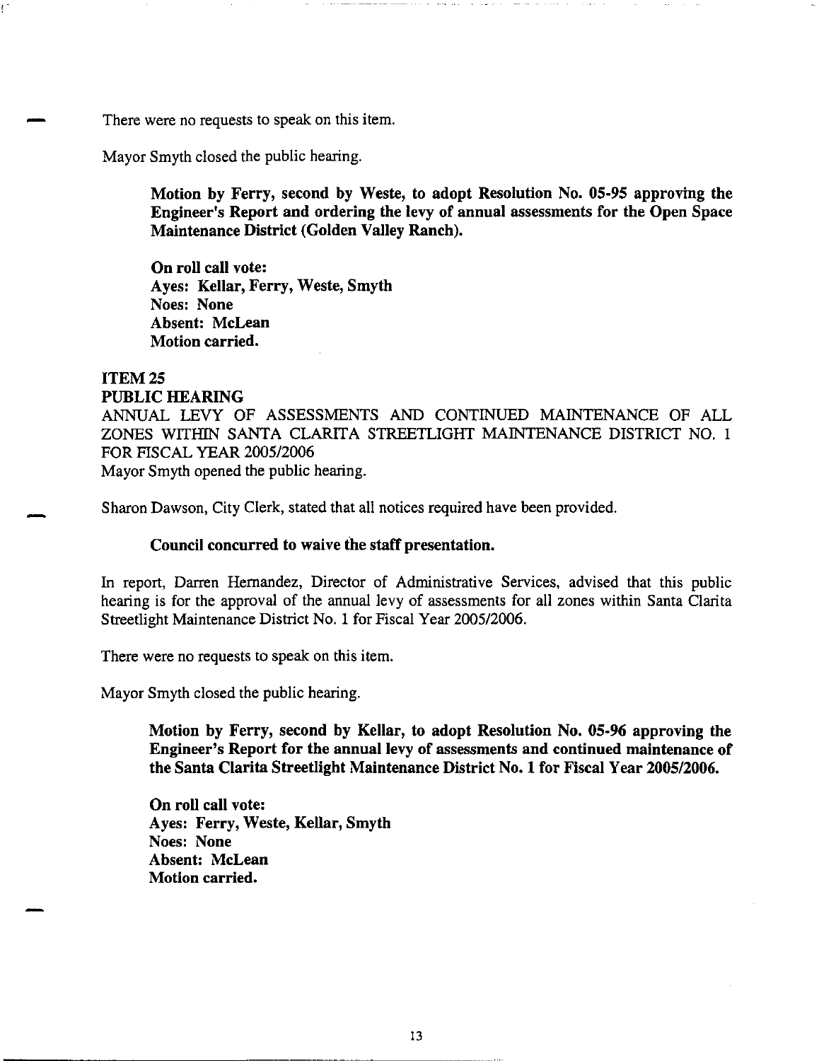There were no requests to speak on this item.

Mayor Smyth closed the public hearing.

> **Motion by Ferry, second by Weste, to adopt Resolution No. 05-95 approving the Engineer's Report and ordering the levy of annual assessments for the Open Space Maintenance District (Golden Valley Ranch).**
>
> **On roll call vote:**
> **Ayes: Kellar, Ferry, Weste, Smyth**
> **Noes: None**
> **Absent: McLean**
> **Motion carried.**

**ITEM 25**
**PUBLIC HEARING**
ANNUAL LEVY OF ASSESSMENTS AND CONTINUED MAINTENANCE OF ALL ZONES WITHIN SANTA CLARITA STREETLIGHT MAINTENANCE DISTRICT NO. 1 FOR FISCAL YEAR 2005/2006
Mayor Smyth opened the public hearing.

Sharon Dawson, City Clerk, stated that all notices required have been provided.

> **Council concurred to waive the staff presentation.**

In report, Darren Hernandez, Director of Administrative Services, advised that this public hearing is for the approval of the annual levy of assessments for all zones within Santa Clarita Streetlight Maintenance District No. 1 for Fiscal Year 2005/2006.

There were no requests to speak on this item.

Mayor Smyth closed the public hearing.

> **Motion by Ferry, second by Kellar, to adopt Resolution No. 05-96 approving the Engineer's Report for the annual levy of assessments and continued maintenance of the Santa Clarita Streetlight Maintenance District No. 1 for Fiscal Year 2005/2006.**
>
> **On roll call vote:**
> **Ayes: Ferry, Weste, Kellar, Smyth**
> **Noes: None**
> **Absent: McLean**
> **Motion carried.**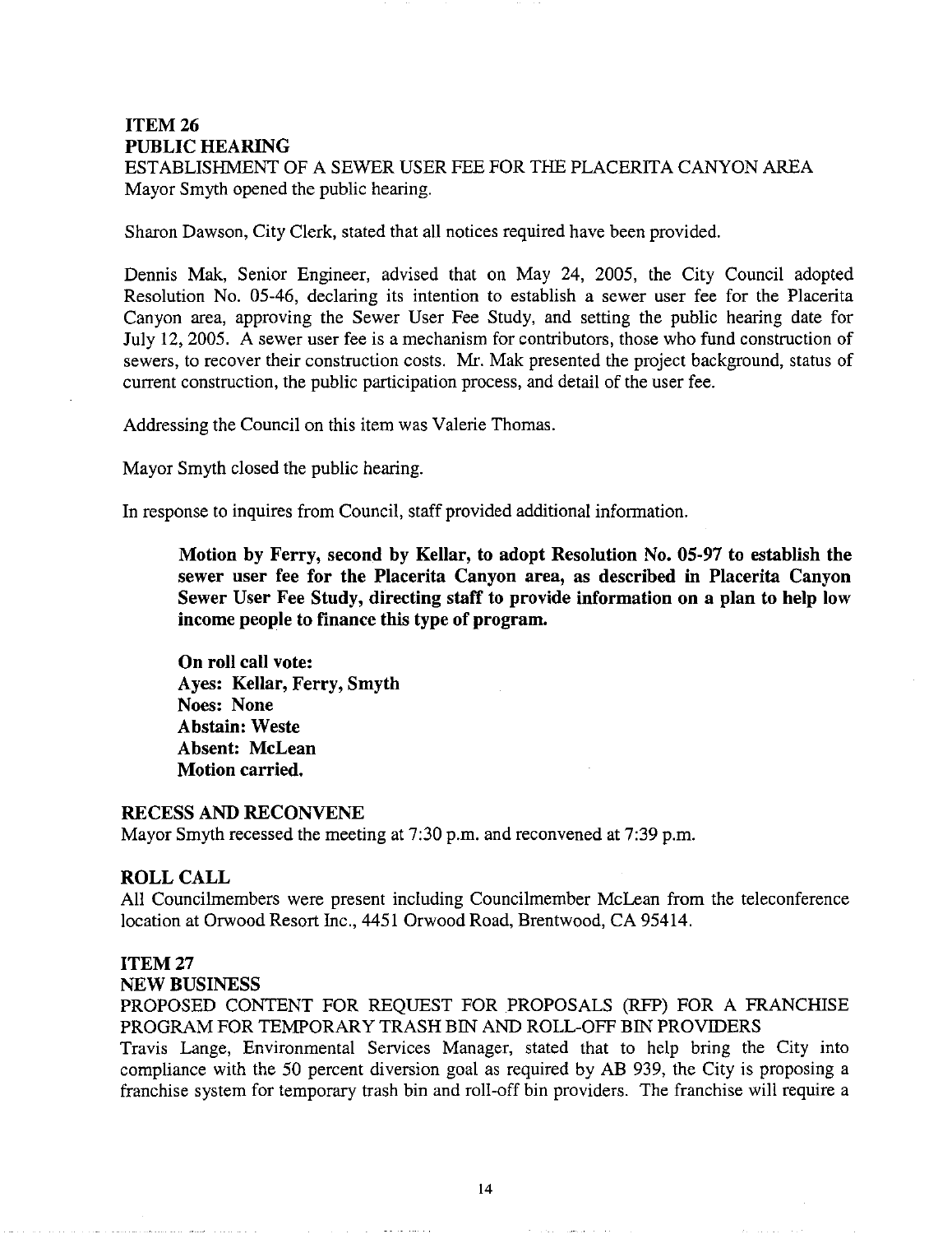**ITEM 26**
**PUBLIC HEARING**
ESTABLISHMENT OF A SEWER USER FEE FOR THE PLACERITA CANYON AREA
Mayor Smyth opened the public hearing.

Sharon Dawson, City Clerk, stated that all notices required have been provided.

Dennis Mak, Senior Engineer, advised that on May 24, 2005, the City Council adopted Resolution No. 05-46, declaring its intention to establish a sewer user fee for the Placerita Canyon area, approving the Sewer User Fee Study, and setting the public hearing date for July 12, 2005. A sewer user fee is a mechanism for contributors, those who fund construction of sewers, to recover their construction costs. Mr. Mak presented the project background, status of current construction, the public participation process, and detail of the user fee.

Addressing the Council on this item was Valerie Thomas.

Mayor Smyth closed the public hearing.

In response to inquires from Council, staff provided additional information.

> **Motion by Ferry, second by Kellar, to adopt Resolution No. 05-97 to establish the sewer user fee for the Placerita Canyon area, as described in Placerita Canyon Sewer User Fee Study, directing staff to provide information on a plan to help low income people to finance this type of program.**
>
> **On roll call vote:**
> **Ayes: Kellar, Ferry, Smyth**
> **Noes: None**
> **Abstain: Weste**
> **Absent: McLean**
> **Motion carried.**

**RECESS AND RECONVENE**
Mayor Smyth recessed the meeting at 7:30 p.m. and reconvened at 7:39 p.m.

**ROLL CALL**
All Councilmembers were present including Councilmember McLean from the teleconference location at Orwood Resort Inc., 4451 Orwood Road, Brentwood, CA 95414.

**ITEM 27**
**NEW BUSINESS**
PROPOSED CONTENT FOR REQUEST FOR PROPOSALS (RFP) FOR A FRANCHISE PROGRAM FOR TEMPORARY TRASH BIN AND ROLL-OFF BIN PROVIDERS
Travis Lange, Environmental Services Manager, stated that to help bring the City into compliance with the 50 percent diversion goal as required by AB 939, the City is proposing a franchise system for temporary trash bin and roll-off bin providers. The franchise will require a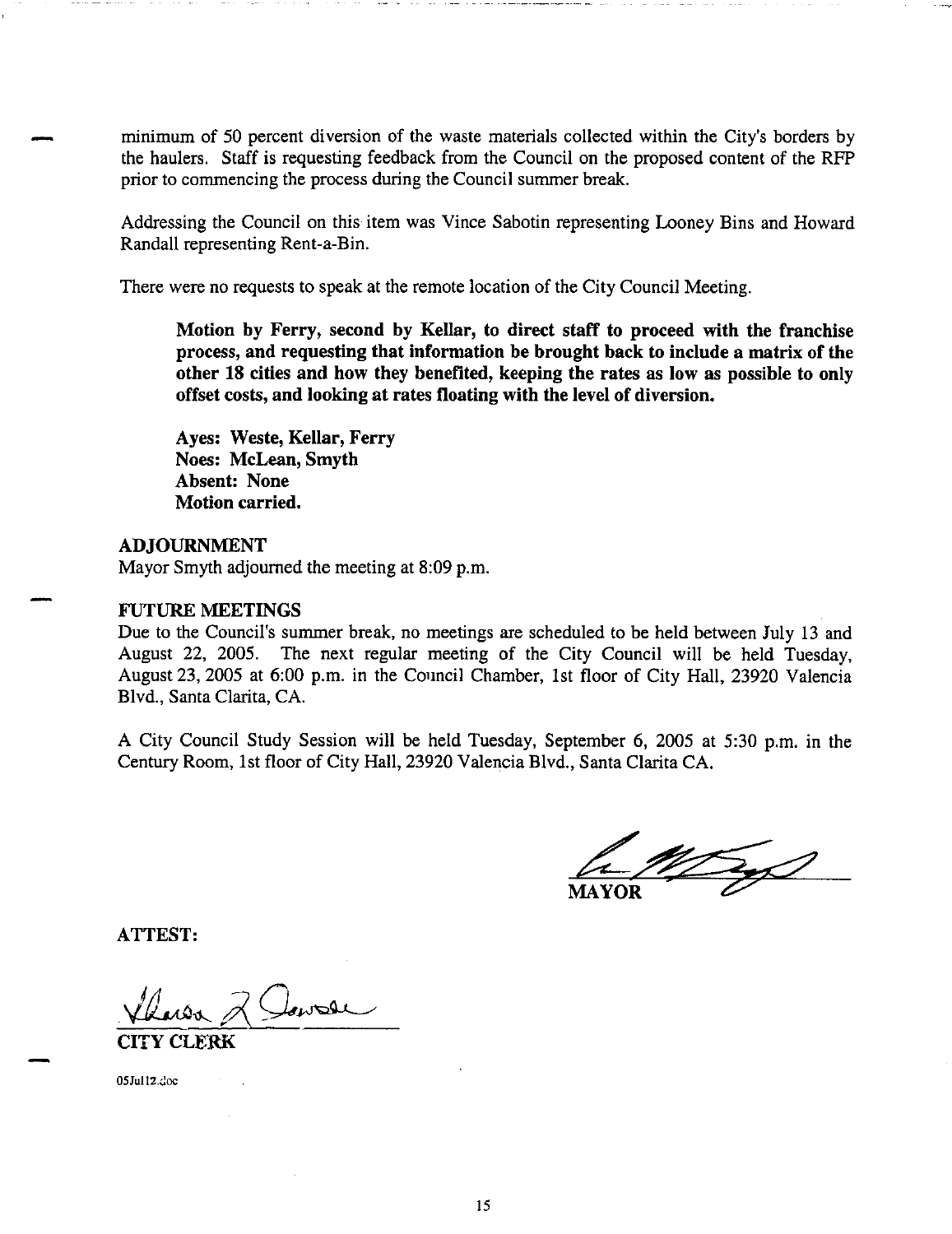minimum of 50 percent diversion of the waste materials collected within the City's borders by the haulers. Staff is requesting feedback from the Council on the proposed content of the RFP prior to commencing the process during the Council summer break.

Addressing the Council on this item was Vince Sabotin representing Looney Bins and Howard Randall representing Rent-a-Bin.

There were no requests to speak at the remote location of the City Council Meeting.

**Motion by Ferry, second by Kellar, to direct staff to proceed with the franchise process, and requesting that information be brought back to include a matrix of the other 18 cities and how they benefited, keeping the rates as low as possible to only offset costs, and looking at rates floating with the level of diversion.**

**Ayes: Weste, Kellar, Ferry**
**Noes: McLean, Smyth**
**Absent: None**
**Motion carried.**

**ADJOURNMENT**
Mayor Smyth adjourned the meeting at 8:09 p.m.

**FUTURE MEETINGS**
Due to the Council's summer break, no meetings are scheduled to be held between July 13 and August 22, 2005. The next regular meeting of the City Council will be held Tuesday, August 23, 2005 at 6:00 p.m. in the Council Chamber, 1st floor of City Hall, 23920 Valencia Blvd., Santa Clarita, CA.

A City Council Study Session will be held Tuesday, September 6, 2005 at 5:30 p.m. in the Century Room, 1st floor of City Hall, 23920 Valencia Blvd., Santa Clarita CA.

**MAYOR**

**ATTEST:**

**CITY CLERK**

05Jul12.doc